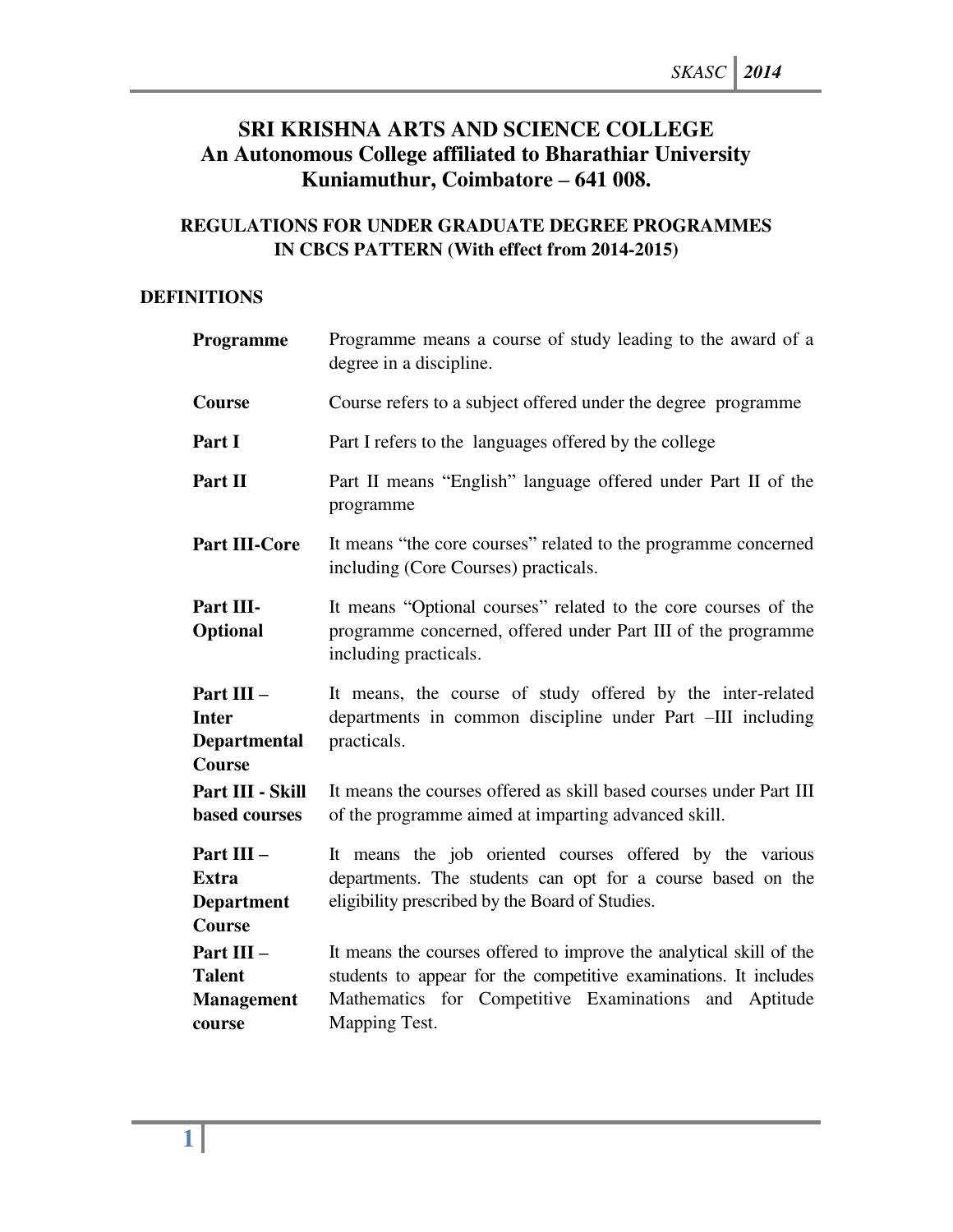# SRI KRISHNA ARTS AND SCIENCE COLLEGE
## An Autonomous College affiliated to Bharathiar University
## Kuniamuthur, Coimbatore – 641 008.

### REGULATIONS FOR UNDER GRADUATE DEGREE PROGRAMMES IN CBCS PATTERN (With effect from 2014-2015)

**DEFINITIONS**

| | |
|---|---|
| **Programme** | Programme means a course of study leading to the award of a degree in a discipline. |
| **Course** | Course refers to a subject offered under the degree programme |
| **Part I** | Part I refers to the languages offered by the college |
| **Part II** | Part II means "English" language offered under Part II of the programme |
| **Part III-Core** | It means "the core courses" related to the programme concerned including (Core Courses) practicals. |
| **Part III-Optional** | It means "Optional courses" related to the core courses of the programme concerned, offered under Part III of the programme including practicals. |
| **Part III – Inter Departmental Course** | It means, the course of study offered by the inter-related departments in common discipline under Part –III including practicals. |
| **Part III - Skill based courses** | It means the courses offered as skill based courses under Part III of the programme aimed at imparting advanced skill. |
| **Part III – Extra Department Course** | It means the job oriented courses offered by the various departments. The students can opt for a course based on the eligibility prescribed by the Board of Studies. |
| **Part III – Talent Management course** | It means the courses offered to improve the analytical skill of the students to appear for the competitive examinations. It includes Mathematics for Competitive Examinations and Aptitude Mapping Test. |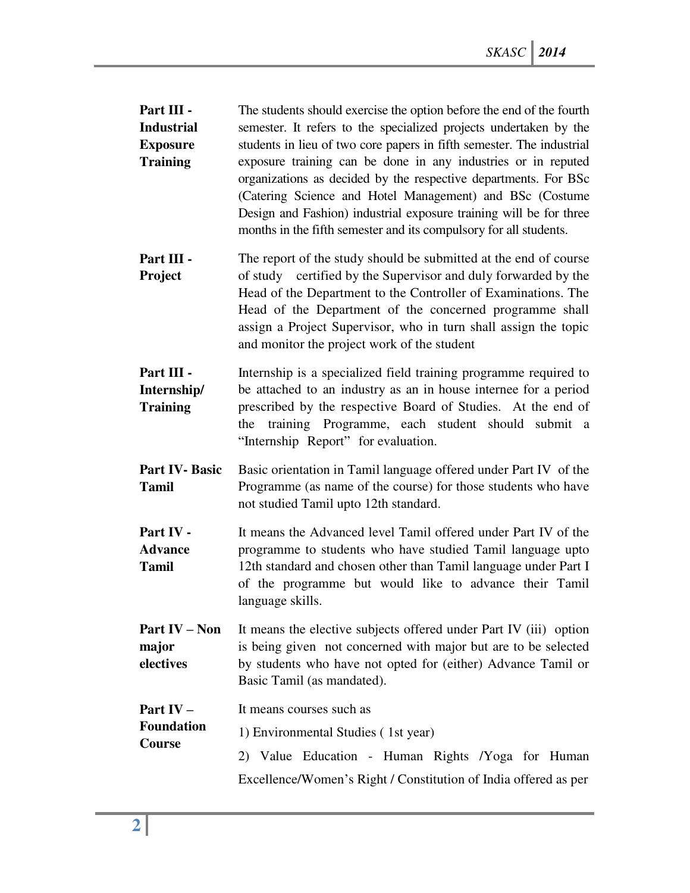**Part III - Industrial Exposure Training**

The students should exercise the option before the end of the fourth semester. It refers to the specialized projects undertaken by the students in lieu of two core papers in fifth semester. The industrial exposure training can be done in any industries or in reputed organizations as decided by the respective departments. For BSc (Catering Science and Hotel Management) and BSc (Costume Design and Fashion) industrial exposure training will be for three months in the fifth semester and its compulsory for all students.

**Part III - Project**

The report of the study should be submitted at the end of course of study certified by the Supervisor and duly forwarded by the Head of the Department to the Controller of Examinations. The Head of the Department of the concerned programme shall assign a Project Supervisor, who in turn shall assign the topic and monitor the project work of the student

**Part III - Internship/ Training**

Internship is a specialized field training programme required to be attached to an industry as an in house internee for a period prescribed by the respective Board of Studies. At the end of the training Programme, each student should submit a "Internship Report" for evaluation.

**Part IV- Basic Tamil**

Basic orientation in Tamil language offered under Part IV of the Programme (as name of the course) for those students who have not studied Tamil upto 12th standard.

**Part IV - Advance Tamil**

It means the Advanced level Tamil offered under Part IV of the programme to students who have studied Tamil language upto 12th standard and chosen other than Tamil language under Part I of the programme but would like to advance their Tamil language skills.

**Part IV – Non major electives**

It means the elective subjects offered under Part IV (iii) option is being given not concerned with major but are to be selected by students who have not opted for (either) Advance Tamil or Basic Tamil (as mandated).

**Part IV – Foundation Course**

It means courses such as

1) Environmental Studies ( 1st year)

2) Value Education - Human Rights /Yoga for Human Excellence/Women's Right / Constitution of India offered as per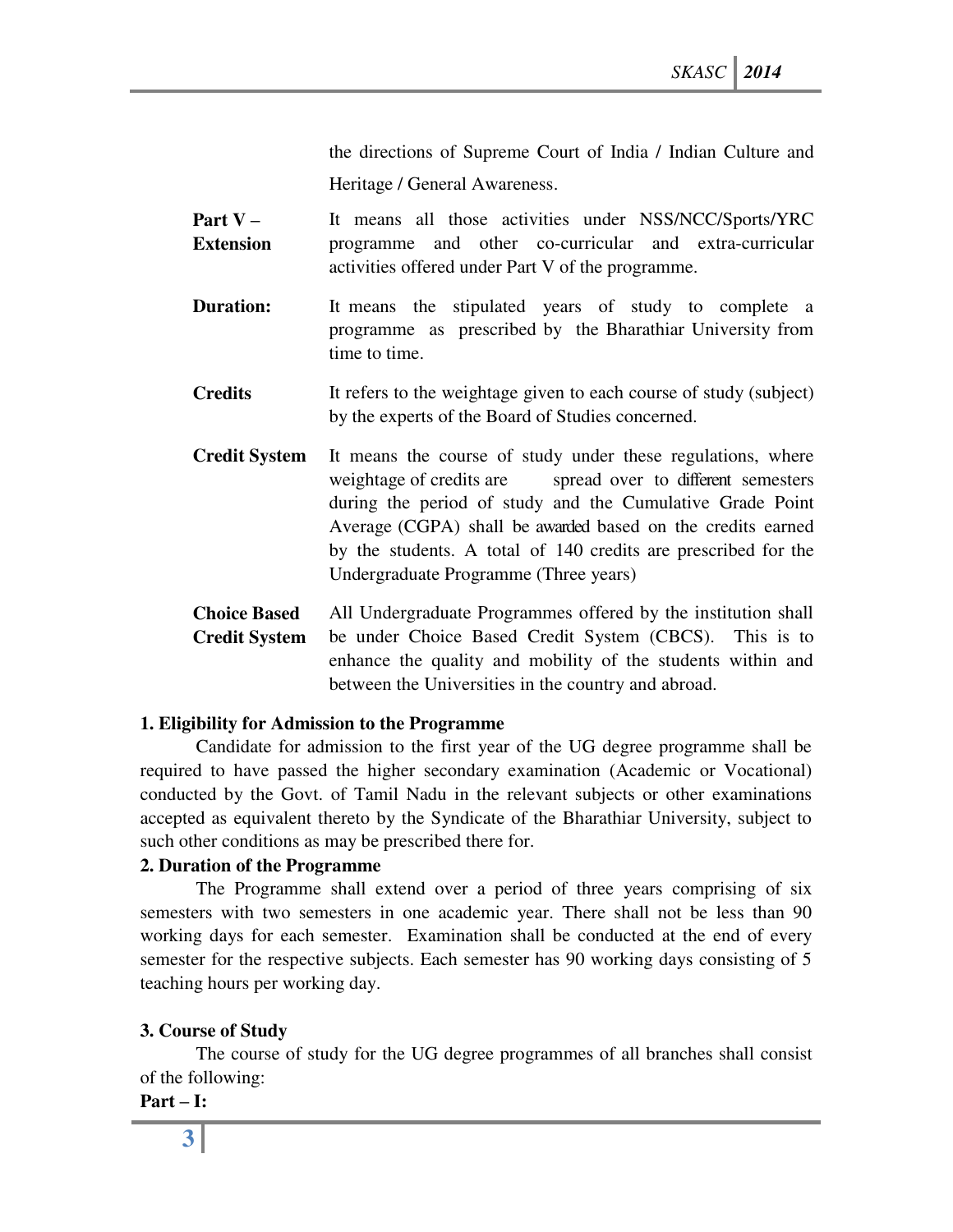the directions of Supreme Court of India / Indian Culture and Heritage / General Awareness.

**Part V – Extension** It means all those activities under NSS/NCC/Sports/YRC programme and other co-curricular and extra-curricular activities offered under Part V of the programme.

**Duration:** It means the stipulated years of study to complete a programme as prescribed by the Bharathiar University from time to time.

**Credits** It refers to the weightage given to each course of study (subject) by the experts of the Board of Studies concerned.

**Credit System** It means the course of study under these regulations, where weightage of credits are spread over to different semesters during the period of study and the Cumulative Grade Point Average (CGPA) shall be awarded based on the credits earned by the students. A total of 140 credits are prescribed for the Undergraduate Programme (Three years)

**Choice Based Credit System** All Undergraduate Programmes offered by the institution shall be under Choice Based Credit System (CBCS). This is to enhance the quality and mobility of the students within and between the Universities in the country and abroad.

**1. Eligibility for Admission to the Programme**

Candidate for admission to the first year of the UG degree programme shall be required to have passed the higher secondary examination (Academic or Vocational) conducted by the Govt. of Tamil Nadu in the relevant subjects or other examinations accepted as equivalent thereto by the Syndicate of the Bharathiar University, subject to such other conditions as may be prescribed there for.

**2. Duration of the Programme**

The Programme shall extend over a period of three years comprising of six semesters with two semesters in one academic year. There shall not be less than 90 working days for each semester. Examination shall be conducted at the end of every semester for the respective subjects. Each semester has 90 working days consisting of 5 teaching hours per working day.

**3. Course of Study**

The course of study for the UG degree programmes of all branches shall consist of the following:

**Part – I:**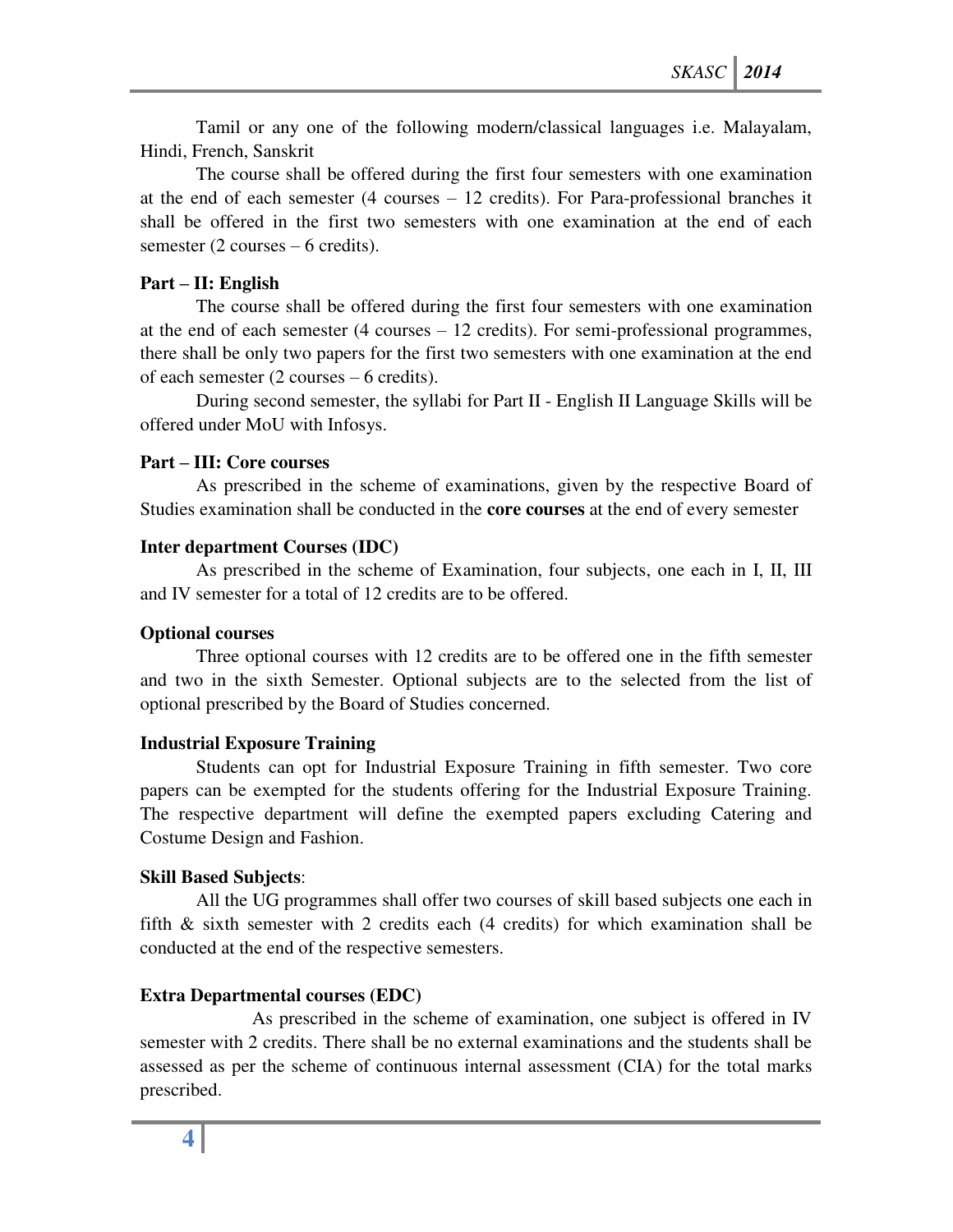Tamil or any one of the following modern/classical languages i.e. Malayalam, Hindi, French, Sanskrit

The course shall be offered during the first four semesters with one examination at the end of each semester (4 courses – 12 credits). For Para-professional branches it shall be offered in the first two semesters with one examination at the end of each semester (2 courses – 6 credits).

**Part – II: English**

The course shall be offered during the first four semesters with one examination at the end of each semester (4 courses – 12 credits). For semi-professional programmes, there shall be only two papers for the first two semesters with one examination at the end of each semester (2 courses – 6 credits).

During second semester, the syllabi for Part II - English II Language Skills will be offered under MoU with Infosys.

**Part – III: Core courses**

As prescribed in the scheme of examinations, given by the respective Board of Studies examination shall be conducted in the **core courses** at the end of every semester

**Inter department Courses (IDC)**

As prescribed in the scheme of Examination, four subjects, one each in I, II, III and IV semester for a total of 12 credits are to be offered.

**Optional courses**

Three optional courses with 12 credits are to be offered one in the fifth semester and two in the sixth Semester. Optional subjects are to the selected from the list of optional prescribed by the Board of Studies concerned.

**Industrial Exposure Training**

Students can opt for Industrial Exposure Training in fifth semester. Two core papers can be exempted for the students offering for the Industrial Exposure Training. The respective department will define the exempted papers excluding Catering and Costume Design and Fashion.

**Skill Based Subjects**:

All the UG programmes shall offer two courses of skill based subjects one each in fifth & sixth semester with 2 credits each (4 credits) for which examination shall be conducted at the end of the respective semesters.

**Extra Departmental courses (EDC)**

As prescribed in the scheme of examination, one subject is offered in IV semester with 2 credits. There shall be no external examinations and the students shall be assessed as per the scheme of continuous internal assessment (CIA) for the total marks prescribed.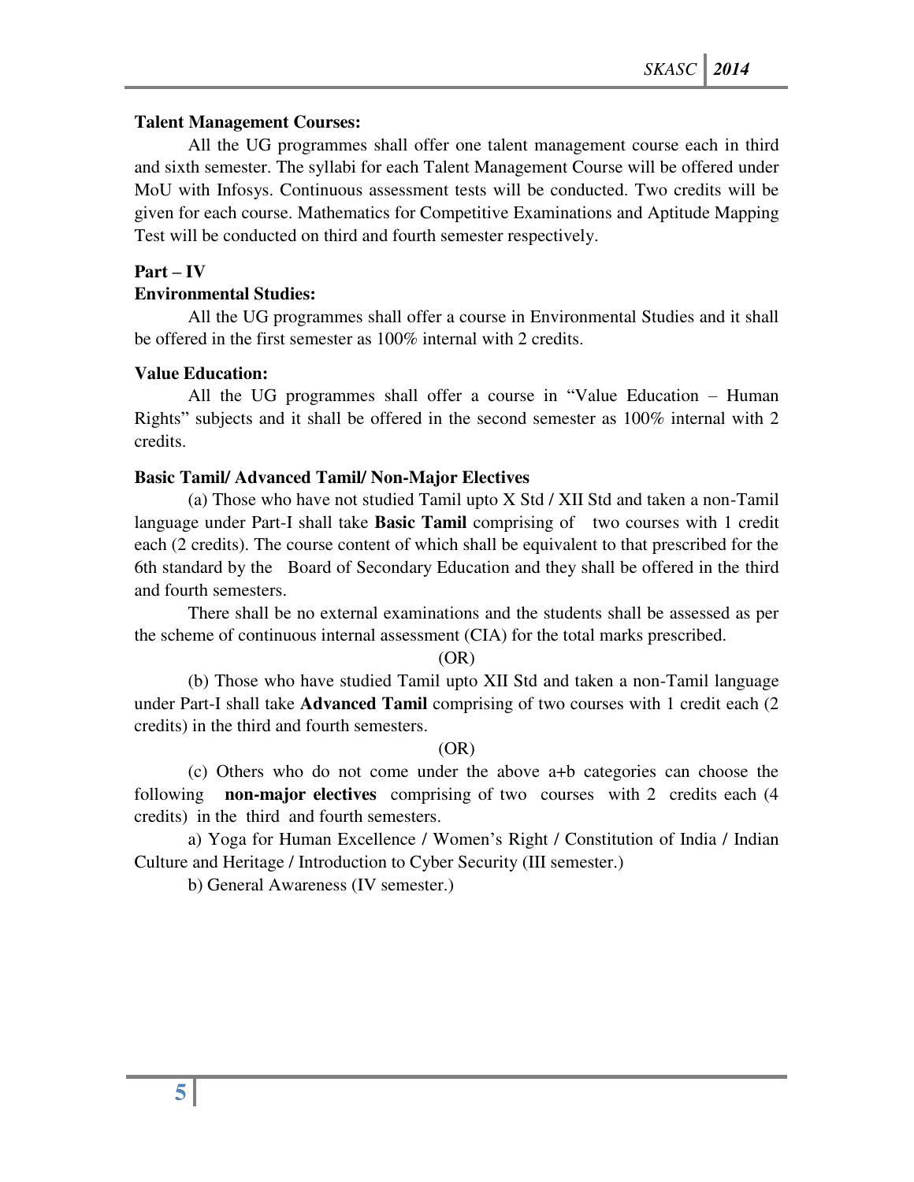**Talent Management Courses:**

All the UG programmes shall offer one talent management course each in third and sixth semester. The syllabi for each Talent Management Course will be offered under MoU with Infosys. Continuous assessment tests will be conducted. Two credits will be given for each course. Mathematics for Competitive Examinations and Aptitude Mapping Test will be conducted on third and fourth semester respectively.

**Part – IV**

**Environmental Studies:**

All the UG programmes shall offer a course in Environmental Studies and it shall be offered in the first semester as 100% internal with 2 credits.

**Value Education:**

All the UG programmes shall offer a course in "Value Education – Human Rights" subjects and it shall be offered in the second semester as 100% internal with 2 credits.

**Basic Tamil/ Advanced Tamil/ Non-Major Electives**

(a) Those who have not studied Tamil upto X Std / XII Std and taken a non-Tamil language under Part-I shall take **Basic Tamil** comprising of two courses with 1 credit each (2 credits). The course content of which shall be equivalent to that prescribed for the 6th standard by the Board of Secondary Education and they shall be offered in the third and fourth semesters.

There shall be no external examinations and the students shall be assessed as per the scheme of continuous internal assessment (CIA) for the total marks prescribed.

(OR)

(b) Those who have studied Tamil upto XII Std and taken a non-Tamil language under Part-I shall take **Advanced Tamil** comprising of two courses with 1 credit each (2 credits) in the third and fourth semesters.

(OR)

(c) Others who do not come under the above a+b categories can choose the following **non-major electives** comprising of two courses with 2 credits each (4 credits) in the third and fourth semesters.

a) Yoga for Human Excellence / Women's Right / Constitution of India / Indian Culture and Heritage / Introduction to Cyber Security (III semester.)

b) General Awareness (IV semester.)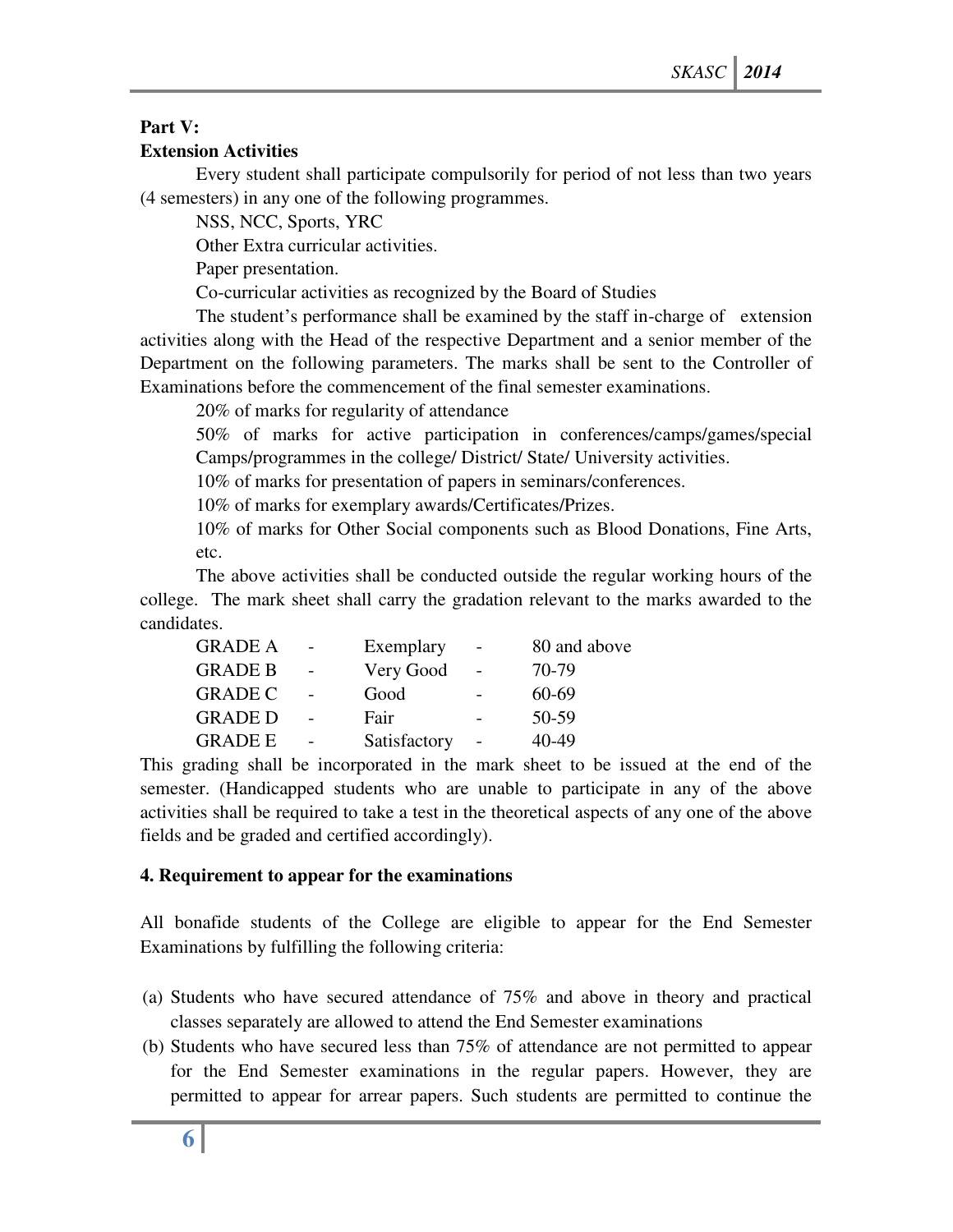**Part V:**

**Extension Activities**

Every student shall participate compulsorily for period of not less than two years (4 semesters) in any one of the following programmes.

NSS, NCC, Sports, YRC

Other Extra curricular activities.

Paper presentation.

Co-curricular activities as recognized by the Board of Studies

The student's performance shall be examined by the staff in-charge of extension activities along with the Head of the respective Department and a senior member of the Department on the following parameters. The marks shall be sent to the Controller of Examinations before the commencement of the final semester examinations.

20% of marks for regularity of attendance

50% of marks for active participation in conferences/camps/games/special Camps/programmes in the college/ District/ State/ University activities.

10% of marks for presentation of papers in seminars/conferences.

10% of marks for exemplary awards/Certificates/Prizes.

10% of marks for Other Social components such as Blood Donations, Fine Arts, etc.

The above activities shall be conducted outside the regular working hours of the college. The mark sheet shall carry the gradation relevant to the marks awarded to the candidates.

| GRADE | | Description | | Marks |
|---|---|---|---|---|
| GRADE A | - | Exemplary | - | 80 and above |
| GRADE B | - | Very Good | - | 70-79 |
| GRADE C | - | Good | - | 60-69 |
| GRADE D | - | Fair | - | 50-59 |
| GRADE E | - | Satisfactory | - | 40-49 |

This grading shall be incorporated in the mark sheet to be issued at the end of the semester. (Handicapped students who are unable to participate in any of the above activities shall be required to take a test in the theoretical aspects of any one of the above fields and be graded and certified accordingly).

**4. Requirement to appear for the examinations**

All bonafide students of the College are eligible to appear for the End Semester Examinations by fulfilling the following criteria:

(a) Students who have secured attendance of 75% and above in theory and practical classes separately are allowed to attend the End Semester examinations

(b) Students who have secured less than 75% of attendance are not permitted to appear for the End Semester examinations in the regular papers. However, they are permitted to appear for arrear papers. Such students are permitted to continue the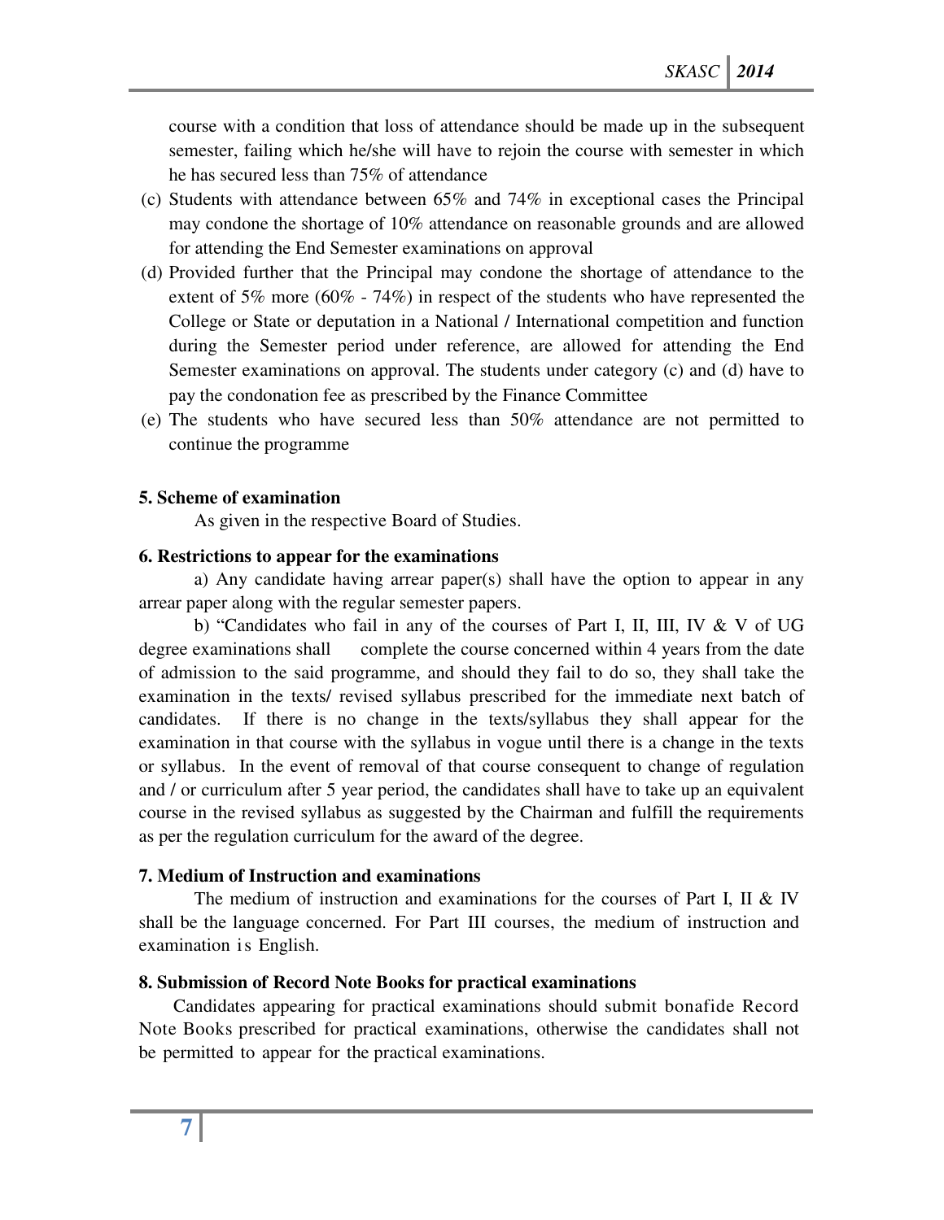course with a condition that loss of attendance should be made up in the subsequent semester, failing which he/she will have to rejoin the course with semester in which he has secured less than 75% of attendance

(c) Students with attendance between 65% and 74% in exceptional cases the Principal may condone the shortage of 10% attendance on reasonable grounds and are allowed for attending the End Semester examinations on approval

(d) Provided further that the Principal may condone the shortage of attendance to the extent of 5% more (60% - 74%) in respect of the students who have represented the College or State or deputation in a National / International competition and function during the Semester period under reference, are allowed for attending the End Semester examinations on approval. The students under category (c) and (d) have to pay the condonation fee as prescribed by the Finance Committee

(e) The students who have secured less than 50% attendance are not permitted to continue the programme

**5. Scheme of examination**

As given in the respective Board of Studies.

**6. Restrictions to appear for the examinations**

a) Any candidate having arrear paper(s) shall have the option to appear in any arrear paper along with the regular semester papers.

b) "Candidates who fail in any of the courses of Part I, II, III, IV & V of UG degree examinations shall complete the course concerned within 4 years from the date of admission to the said programme, and should they fail to do so, they shall take the examination in the texts/ revised syllabus prescribed for the immediate next batch of candidates. If there is no change in the texts/syllabus they shall appear for the examination in that course with the syllabus in vogue until there is a change in the texts or syllabus. In the event of removal of that course consequent to change of regulation and / or curriculum after 5 year period, the candidates shall have to take up an equivalent course in the revised syllabus as suggested by the Chairman and fulfill the requirements as per the regulation curriculum for the award of the degree.

**7. Medium of Instruction and examinations**

The medium of instruction and examinations for the courses of Part I, II & IV shall be the language concerned. For Part III courses, the medium of instruction and examination is English.

**8. Submission of Record Note Books for practical examinations**

Candidates appearing for practical examinations should submit bonafide Record Note Books prescribed for practical examinations, otherwise the candidates shall not be permitted to appear for the practical examinations.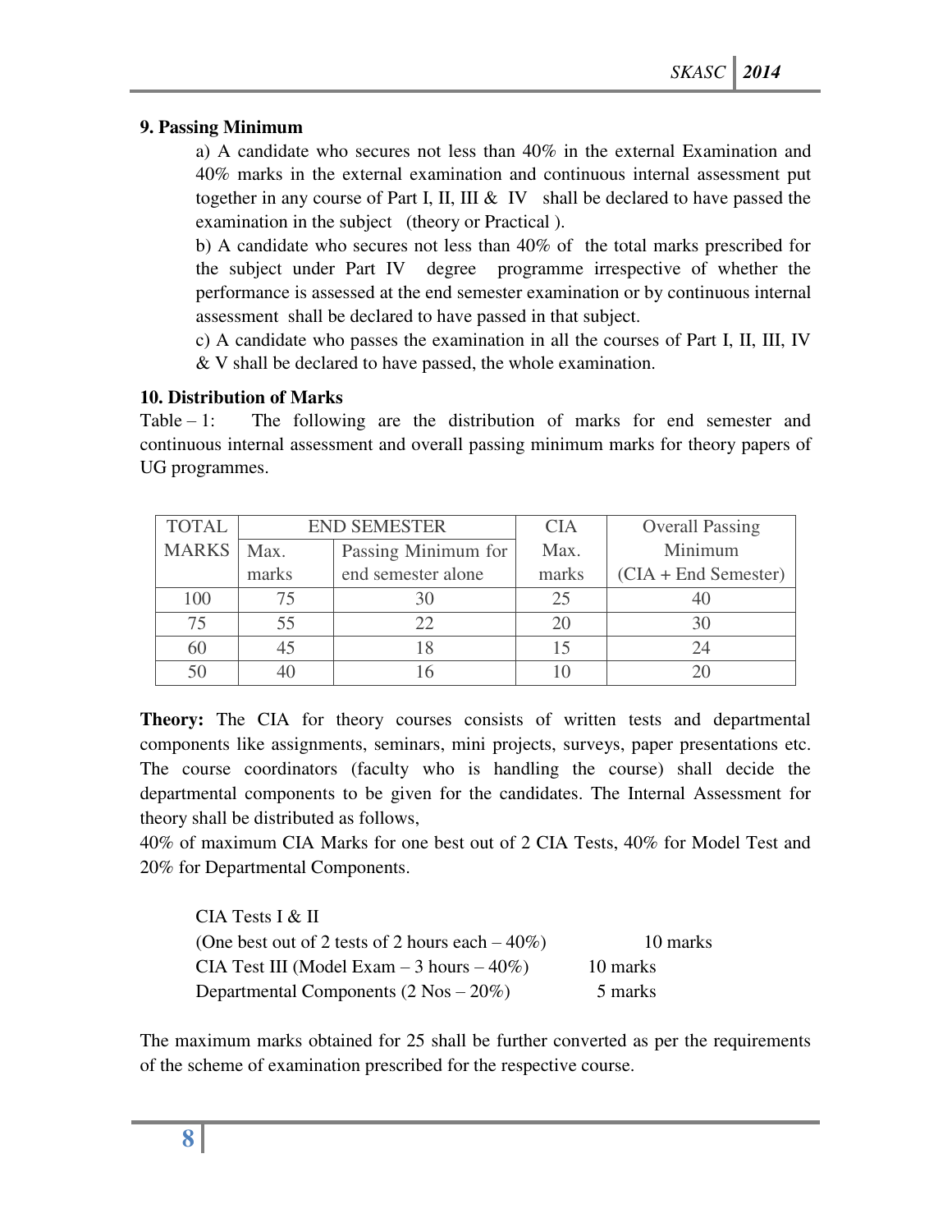## 9. Passing Minimum

a) A candidate who secures not less than 40% in the external Examination and 40% marks in the external examination and continuous internal assessment put together in any course of Part I, II, III & IV shall be declared to have passed the examination in the subject (theory or Practical ).

b) A candidate who secures not less than 40% of the total marks prescribed for the subject under Part IV degree programme irrespective of whether the performance is assessed at the end semester examination or by continuous internal assessment shall be declared to have passed in that subject.

c) A candidate who passes the examination in all the courses of Part I, II, III, IV & V shall be declared to have passed, the whole examination.

## 10. Distribution of Marks

Table – 1: The following are the distribution of marks for end semester and continuous internal assessment and overall passing minimum marks for theory papers of UG programmes.

| TOTAL MARKS | END SEMESTER | | CIA | Overall Passing Minimum |
|---|---|---|---|---|
| | Max. marks | Passing Minimum for end semester alone | Max. marks | (CIA + End Semester) |
| 100 | 75 | 30 | 25 | 40 |
| 75 | 55 | 22 | 20 | 30 |
| 60 | 45 | 18 | 15 | 24 |
| 50 | 40 | 16 | 10 | 20 |

**Theory:** The CIA for theory courses consists of written tests and departmental components like assignments, seminars, mini projects, surveys, paper presentations etc. The course coordinators (faculty who is handling the course) shall decide the departmental components to be given for the candidates. The Internal Assessment for theory shall be distributed as follows,

40% of maximum CIA Marks for one best out of 2 CIA Tests, 40% for Model Test and 20% for Departmental Components.

CIA Tests I & II
(One best out of 2 tests of 2 hours each – 40%) 10 marks
CIA Test III (Model Exam – 3 hours – 40%) 10 marks
Departmental Components (2 Nos – 20%) 5 marks

The maximum marks obtained for 25 shall be further converted as per the requirements of the scheme of examination prescribed for the respective course.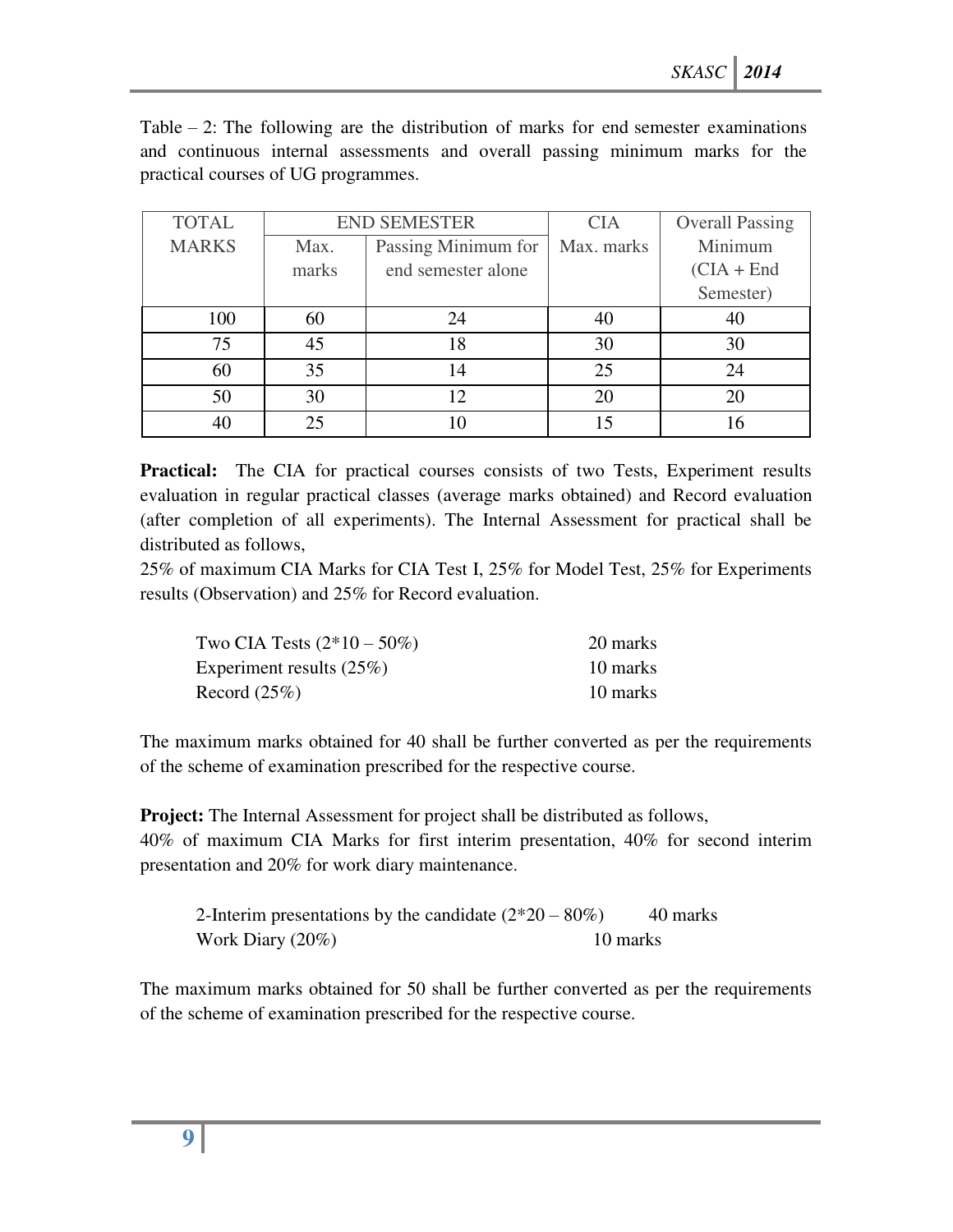Table – 2: The following are the distribution of marks for end semester examinations and continuous internal assessments and overall passing minimum marks for the practical courses of UG programmes.

| TOTAL MARKS | END SEMESTER | | CIA | Overall Passing Minimum (CIA + End Semester) |
|---|---|---|---|---|
| | Max. marks | Passing Minimum for end semester alone | Max. marks | |
| 100 | 60 | 24 | 40 | 40 |
| 75 | 45 | 18 | 30 | 30 |
| 60 | 35 | 14 | 25 | 24 |
| 50 | 30 | 12 | 20 | 20 |
| 40 | 25 | 10 | 15 | 16 |

**Practical:** The CIA for practical courses consists of two Tests, Experiment results evaluation in regular practical classes (average marks obtained) and Record evaluation (after completion of all experiments). The Internal Assessment for practical shall be distributed as follows,

25% of maximum CIA Marks for CIA Test I, 25% for Model Test, 25% for Experiments results (Observation) and 25% for Record evaluation.

| | |
|---|---|
| Two CIA Tests (2*10 – 50%) | 20 marks |
| Experiment results (25%) | 10 marks |
| Record (25%) | 10 marks |

The maximum marks obtained for 40 shall be further converted as per the requirements of the scheme of examination prescribed for the respective course.

**Project:** The Internal Assessment for project shall be distributed as follows,

40% of maximum CIA Marks for first interim presentation, 40% for second interim presentation and 20% for work diary maintenance.

| | |
|---|---|
| 2-Interim presentations by the candidate (2*20 – 80%) | 40 marks |
| Work Diary (20%) | 10 marks |

The maximum marks obtained for 50 shall be further converted as per the requirements of the scheme of examination prescribed for the respective course.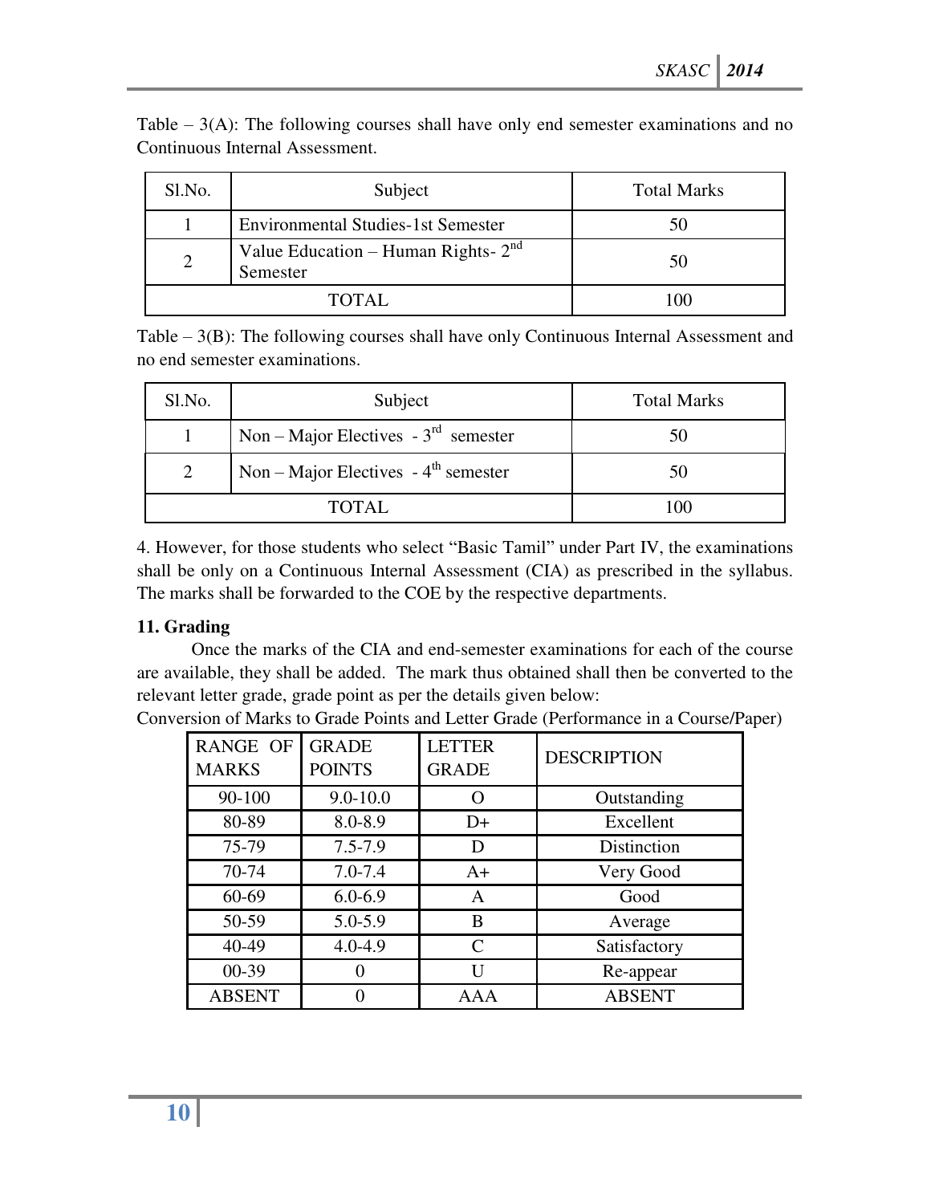Table – 3(A): The following courses shall have only end semester examinations and no Continuous Internal Assessment.

| Sl.No. | Subject | Total Marks |
|---|---|---|
| 1 | Environmental Studies-1st Semester | 50 |
| 2 | Value Education – Human Rights- 2nd Semester | 50 |
| TOTAL | | 100 |

Table – 3(B): The following courses shall have only Continuous Internal Assessment and no end semester examinations.

| Sl.No. | Subject | Total Marks |
|---|---|---|
| 1 | Non – Major Electives - 3rd semester | 50 |
| 2 | Non – Major Electives - 4th semester | 50 |
| TOTAL | | 100 |

4. However, for those students who select "Basic Tamil" under Part IV, the examinations shall be only on a Continuous Internal Assessment (CIA) as prescribed in the syllabus. The marks shall be forwarded to the COE by the respective departments.

**11. Grading**

Once the marks of the CIA and end-semester examinations for each of the course are available, they shall be added. The mark thus obtained shall then be converted to the relevant letter grade, grade point as per the details given below:

Conversion of Marks to Grade Points and Letter Grade (Performance in a Course/Paper)

| RANGE OF MARKS | GRADE POINTS | LETTER GRADE | DESCRIPTION |
|---|---|---|---|
| 90-100 | 9.0-10.0 | O | Outstanding |
| 80-89 | 8.0-8.9 | D+ | Excellent |
| 75-79 | 7.5-7.9 | D | Distinction |
| 70-74 | 7.0-7.4 | A+ | Very Good |
| 60-69 | 6.0-6.9 | A | Good |
| 50-59 | 5.0-5.9 | B | Average |
| 40-49 | 4.0-4.9 | C | Satisfactory |
| 00-39 | 0 | U | Re-appear |
| ABSENT | 0 | AAA | ABSENT |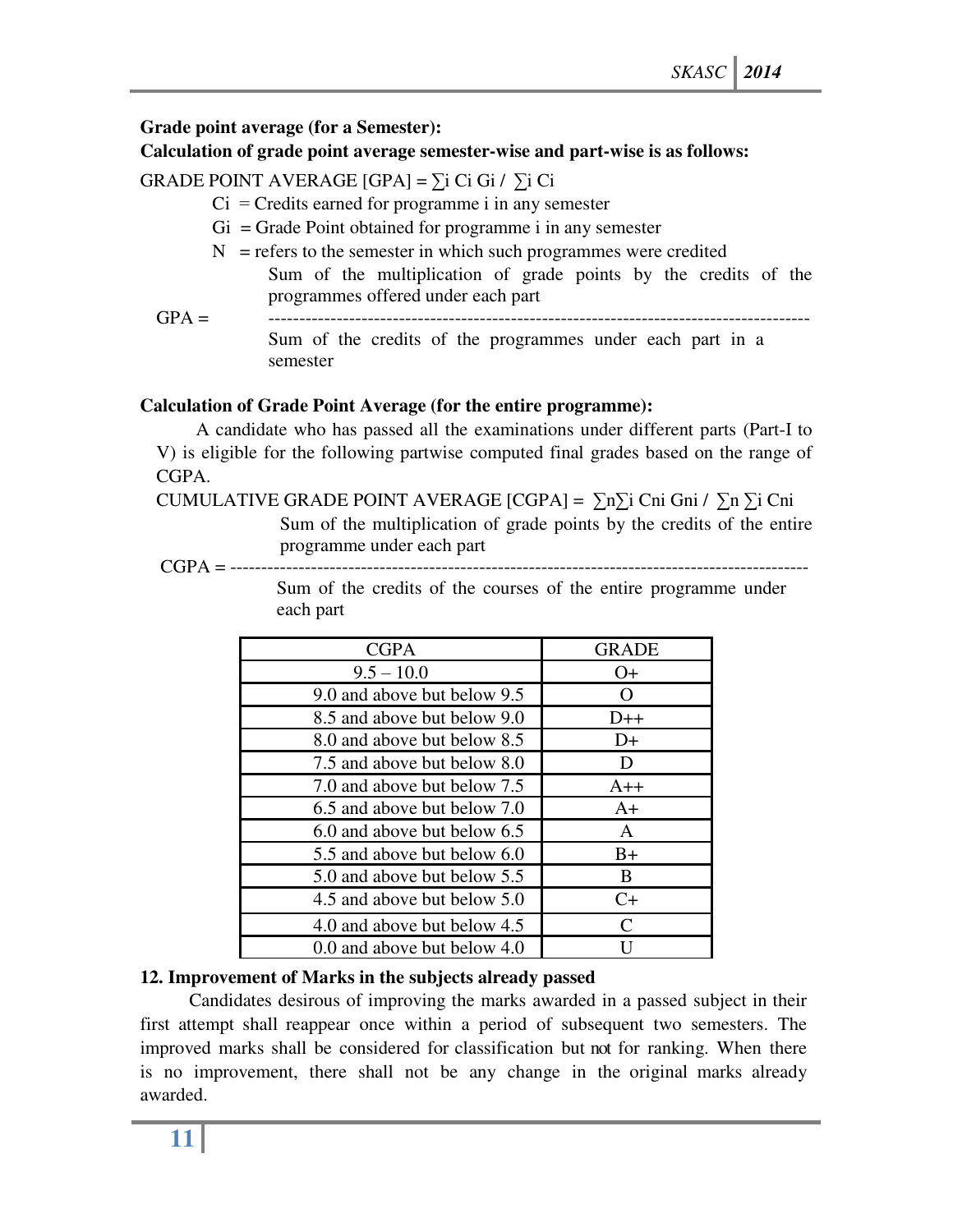**Grade point average (for a Semester):**

**Calculation of grade point average semester-wise and part-wise is as follows:**

GRADE POINT AVERAGE [GPA] = $\sum_i C_i G_i / \sum_i C_i$

- $C_i$ = Credits earned for programme i in any semester
- $G_i$ = Grade Point obtained for programme i in any semester
- N = refers to the semester in which such programmes were credited

$$\text{GPA} = \frac{\text{Sum of the multiplication of grade points by the credits of the programmes offered under each part}}{\text{Sum of the credits of the programmes under each part in a semester}}$$

**Calculation of Grade Point Average (for the entire programme):**

A candidate who has passed all the examinations under different parts (Part-I to V) is eligible for the following partwise computed final grades based on the range of CGPA.

CUMULATIVE GRADE POINT AVERAGE [CGPA] = $\sum_n \sum_i C_{ni} G_{ni} / \sum_n \sum_i C_{ni}$

$$\text{CGPA} = \frac{\text{Sum of the multiplication of grade points by the credits of the entire programme under each part}}{\text{Sum of the credits of the courses of the entire programme under each part}}$$

| CGPA | GRADE |
|---|---|
| 9.5 – 10.0 | O+ |
| 9.0 and above but below 9.5 | O |
| 8.5 and above but below 9.0 | D++ |
| 8.0 and above but below 8.5 | D+ |
| 7.5 and above but below 8.0 | D |
| 7.0 and above but below 7.5 | A++ |
| 6.5 and above but below 7.0 | A+ |
| 6.0 and above but below 6.5 | A |
| 5.5 and above but below 6.0 | B+ |
| 5.0 and above but below 5.5 | B |
| 4.5 and above but below 5.0 | C+ |
| 4.0 and above but below 4.5 | C |
| 0.0 and above but below 4.0 | U |

**12. Improvement of Marks in the subjects already passed**

Candidates desirous of improving the marks awarded in a passed subject in their first attempt shall reappear once within a period of subsequent two semesters. The improved marks shall be considered for classification but not for ranking. When there is no improvement, there shall not be any change in the original marks already awarded.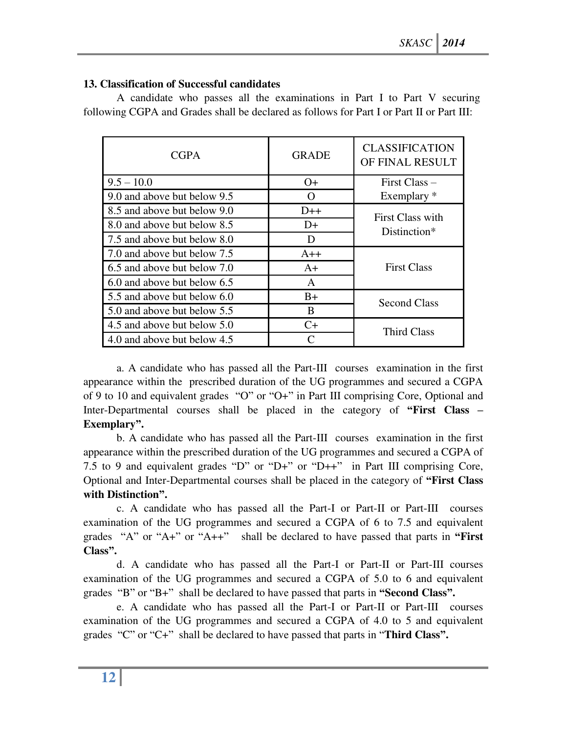### 13. Classification of Successful candidates

A candidate who passes all the examinations in Part I to Part V securing following CGPA and Grades shall be declared as follows for Part I or Part II or Part III:

| CGPA | GRADE | CLASSIFICATION OF FINAL RESULT |
|---|---|---|
| 9.5 – 10.0 | O+ | First Class – Exemplary * |
| 9.0 and above but below 9.5 | O | |
| 8.5 and above but below 9.0 | D++ | First Class with Distinction* |
| 8.0 and above but below 8.5 | D+ | |
| 7.5 and above but below 8.0 | D | |
| 7.0 and above but below 7.5 | A++ | First Class |
| 6.5 and above but below 7.0 | A+ | |
| 6.0 and above but below 6.5 | A | |
| 5.5 and above but below 6.0 | B+ | Second Class |
| 5.0 and above but below 5.5 | B | |
| 4.5 and above but below 5.0 | C+ | Third Class |
| 4.0 and above but below 4.5 | C | |

a. A candidate who has passed all the Part-III courses examination in the first appearance within the prescribed duration of the UG programmes and secured a CGPA of 9 to 10 and equivalent grades "O" or "O+" in Part III comprising Core, Optional and Inter-Departmental courses shall be placed in the category of **"First Class – Exemplary".**

b. A candidate who has passed all the Part-III courses examination in the first appearance within the prescribed duration of the UG programmes and secured a CGPA of 7.5 to 9 and equivalent grades "D" or "D+" or "D++" in Part III comprising Core, Optional and Inter-Departmental courses shall be placed in the category of **"First Class with Distinction".**

c. A candidate who has passed all the Part-I or Part-II or Part-III courses examination of the UG programmes and secured a CGPA of 6 to 7.5 and equivalent grades "A" or "A+" or "A++" shall be declared to have passed that parts in **"First Class".**

d. A candidate who has passed all the Part-I or Part-II or Part-III courses examination of the UG programmes and secured a CGPA of 5.0 to 6 and equivalent grades "B" or "B+" shall be declared to have passed that parts in **"Second Class".**

e. A candidate who has passed all the Part-I or Part-II or Part-III courses examination of the UG programmes and secured a CGPA of 4.0 to 5 and equivalent grades "C" or "C+" shall be declared to have passed that parts in "**Third Class".**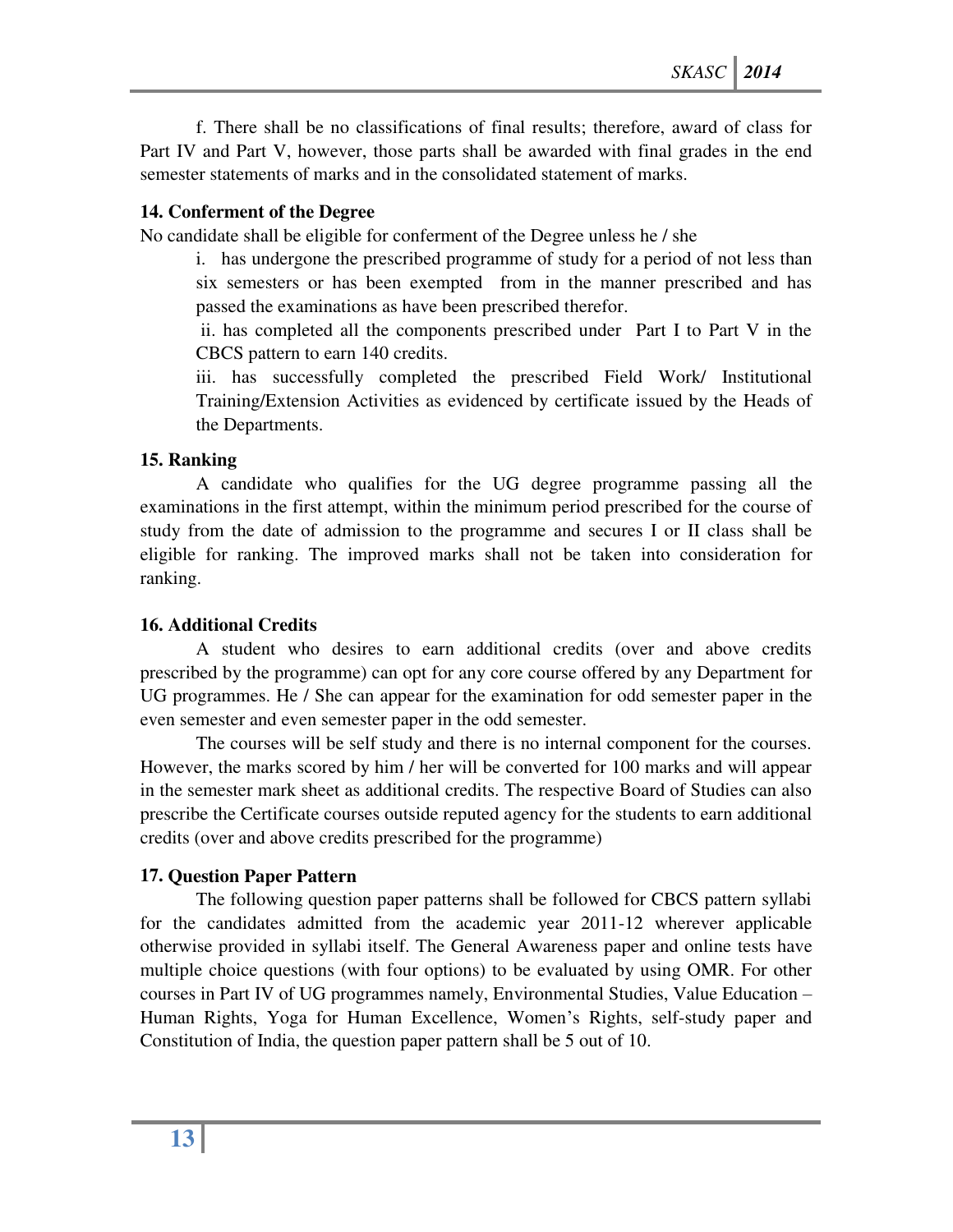f. There shall be no classifications of final results; therefore, award of class for Part IV and Part V, however, those parts shall be awarded with final grades in the end semester statements of marks and in the consolidated statement of marks.

**14. Conferment of the Degree**

No candidate shall be eligible for conferment of the Degree unless he / she

i. has undergone the prescribed programme of study for a period of not less than six semesters or has been exempted from in the manner prescribed and has passed the examinations as have been prescribed therefor.

ii. has completed all the components prescribed under Part I to Part V in the CBCS pattern to earn 140 credits.

iii. has successfully completed the prescribed Field Work/ Institutional Training/Extension Activities as evidenced by certificate issued by the Heads of the Departments.

**15. Ranking**

A candidate who qualifies for the UG degree programme passing all the examinations in the first attempt, within the minimum period prescribed for the course of study from the date of admission to the programme and secures I or II class shall be eligible for ranking. The improved marks shall not be taken into consideration for ranking.

**16. Additional Credits**

A student who desires to earn additional credits (over and above credits prescribed by the programme) can opt for any core course offered by any Department for UG programmes. He / She can appear for the examination for odd semester paper in the even semester and even semester paper in the odd semester.

The courses will be self study and there is no internal component for the courses. However, the marks scored by him / her will be converted for 100 marks and will appear in the semester mark sheet as additional credits. The respective Board of Studies can also prescribe the Certificate courses outside reputed agency for the students to earn additional credits (over and above credits prescribed for the programme)

**17. Question Paper Pattern**

The following question paper patterns shall be followed for CBCS pattern syllabi for the candidates admitted from the academic year 2011-12 wherever applicable otherwise provided in syllabi itself. The General Awareness paper and online tests have multiple choice questions (with four options) to be evaluated by using OMR. For other courses in Part IV of UG programmes namely, Environmental Studies, Value Education – Human Rights, Yoga for Human Excellence, Women's Rights, self-study paper and Constitution of India, the question paper pattern shall be 5 out of 10.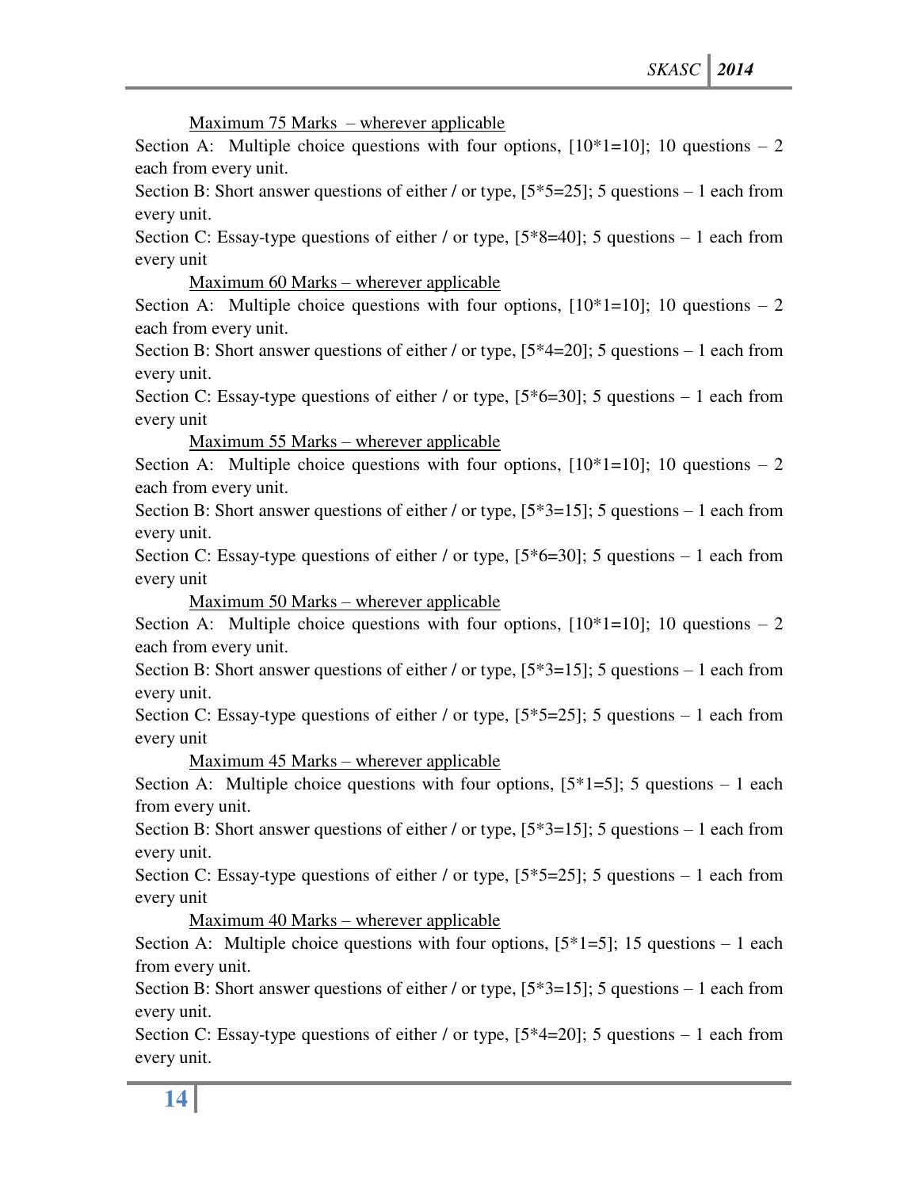<u>Maximum 75 Marks – wherever applicable</u>

Section A: Multiple choice questions with four options, [10*1=10]; 10 questions – 2 each from every unit.

Section B: Short answer questions of either / or type, [5*5=25]; 5 questions – 1 each from every unit.

Section C: Essay-type questions of either / or type, [5*8=40]; 5 questions – 1 each from every unit

<u>Maximum 60 Marks – wherever applicable</u>

Section A: Multiple choice questions with four options, [10*1=10]; 10 questions – 2 each from every unit.

Section B: Short answer questions of either / or type, [5*4=20]; 5 questions – 1 each from every unit.

Section C: Essay-type questions of either / or type, [5*6=30]; 5 questions – 1 each from every unit

<u>Maximum 55 Marks – wherever applicable</u>

Section A: Multiple choice questions with four options, [10*1=10]; 10 questions – 2 each from every unit.

Section B: Short answer questions of either / or type, [5*3=15]; 5 questions – 1 each from every unit.

Section C: Essay-type questions of either / or type, [5*6=30]; 5 questions – 1 each from every unit

<u>Maximum 50 Marks – wherever applicable</u>

Section A: Multiple choice questions with four options, [10*1=10]; 10 questions – 2 each from every unit.

Section B: Short answer questions of either / or type, [5*3=15]; 5 questions – 1 each from every unit.

Section C: Essay-type questions of either / or type, [5*5=25]; 5 questions – 1 each from every unit

<u>Maximum 45 Marks – wherever applicable</u>

Section A: Multiple choice questions with four options, [5*1=5]; 5 questions – 1 each from every unit.

Section B: Short answer questions of either / or type, [5*3=15]; 5 questions – 1 each from every unit.

Section C: Essay-type questions of either / or type, [5*5=25]; 5 questions – 1 each from every unit

<u>Maximum 40 Marks – wherever applicable</u>

Section A: Multiple choice questions with four options, [5*1=5]; 15 questions – 1 each from every unit.

Section B: Short answer questions of either / or type, [5*3=15]; 5 questions – 1 each from every unit.

Section C: Essay-type questions of either / or type, [5*4=20]; 5 questions – 1 each from every unit.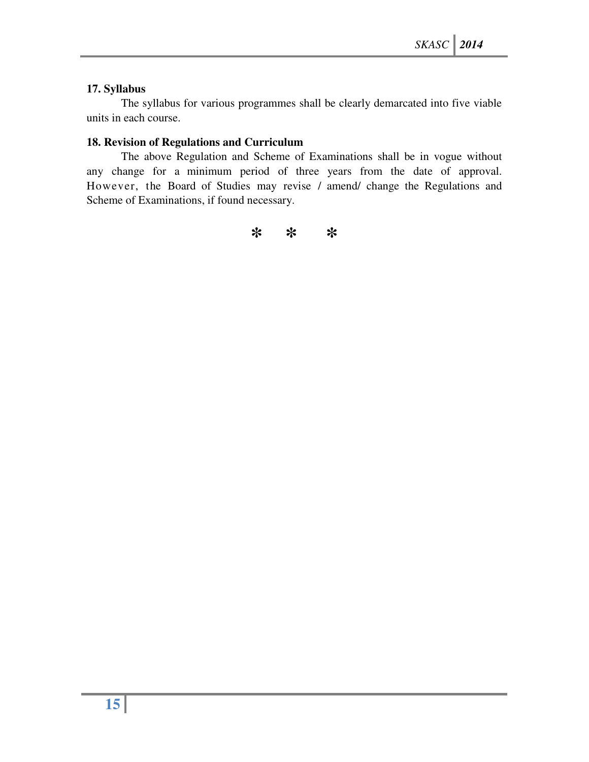**17. Syllabus**

The syllabus for various programmes shall be clearly demarcated into five viable units in each course.

**18. Revision of Regulations and Curriculum**

The above Regulation and Scheme of Examinations shall be in vogue without any change for a minimum period of three years from the date of approval. However, the Board of Studies may revise / amend/ change the Regulations and Scheme of Examinations, if found necessary.

✻ ✻ ✻